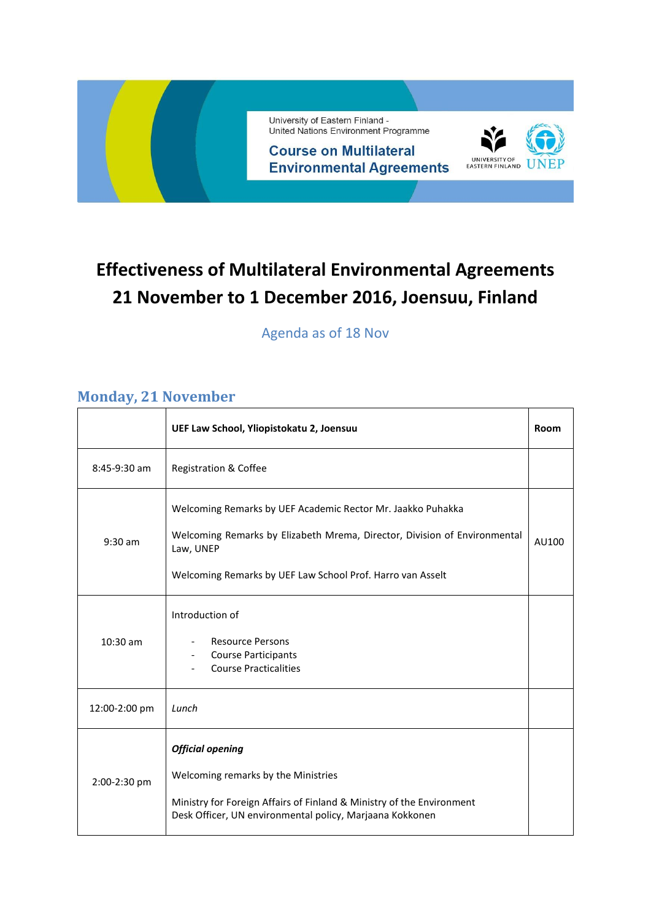University of Eastern Finland - United Nations Environment Programme

**Course on Multilateral Environmental Agreements**

# Effectiveness of Multilateral Environmental Agreements 21 November to 1 December 2016, Joensuu, Finland

Agenda as of 18 Nov

## Monday, 21 November

| | UEF Law School, Yliopistokatu 2, Joensuu | Room |
|---|---|---|
| 8:45-9:30 am | Registration & Coffee | |
| 9:30 am | Welcoming Remarks by UEF Academic Rector Mr. Jaakko Puhakka<br><br>Welcoming Remarks by Elizabeth Mrema, Director, Division of Environmental Law, UNEP<br><br>Welcoming Remarks by UEF Law School Prof. Harro van Asselt | AU100 |
| 10:30 am | Introduction of<br>- Resource Persons<br>- Course Participants<br>- Course Practicalities | |
| 12:00-2:00 pm | *Lunch* | |
| 2:00-2:30 pm | ***Official opening***<br><br>Welcoming remarks by the Ministries<br><br>Ministry for Foreign Affairs of Finland & Ministry of the Environment<br>Desk Officer, UN environmental policy, Marjaana Kokkonen | |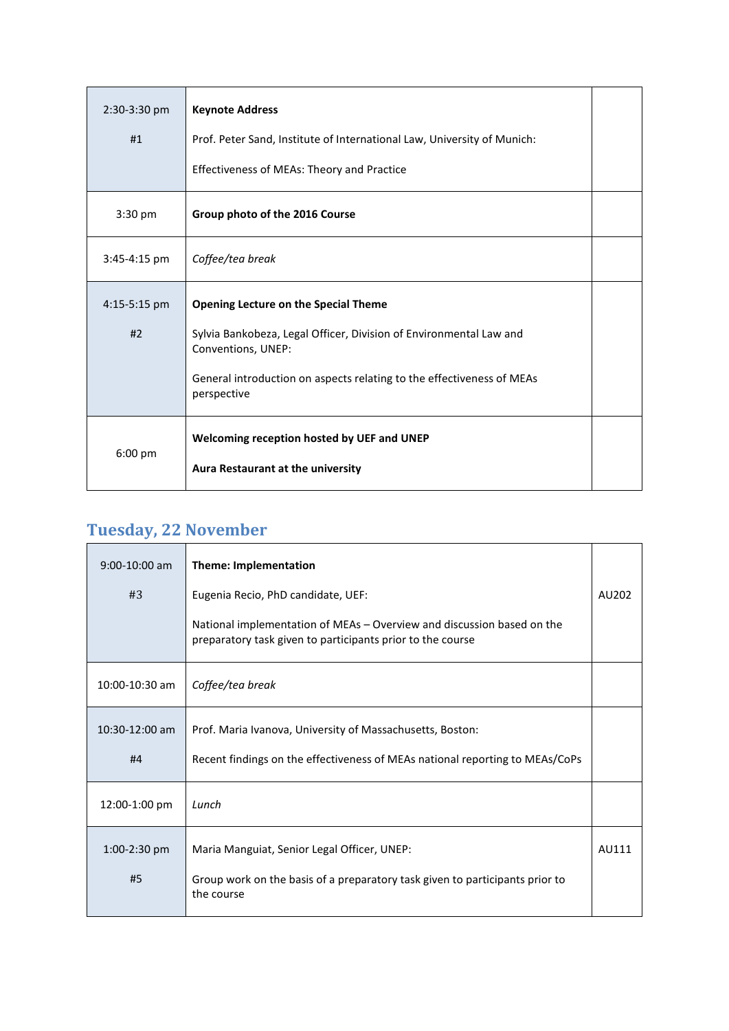| | | |
|---|---|---|
| 2:30-3:30 pm<br><br>#1 | **Keynote Address**<br><br>Prof. Peter Sand, Institute of International Law, University of Munich:<br><br>Effectiveness of MEAs: Theory and Practice | |
| 3:30 pm | **Group photo of the 2016 Course** | |
| 3:45-4:15 pm | *Coffee/tea break* | |
| 4:15-5:15 pm<br><br>#2 | **Opening Lecture on the Special Theme**<br><br>Sylvia Bankobeza, Legal Officer, Division of Environmental Law and Conventions, UNEP:<br><br>General introduction on aspects relating to the effectiveness of MEAs perspective | |
| 6:00 pm | **Welcoming reception hosted by UEF and UNEP**<br><br>**Aura Restaurant at the university** | |

## Tuesday, 22 November

| | | |
|---|---|---|
| 9:00-10:00 am<br><br>#3 | **Theme: Implementation**<br><br>Eugenia Recio, PhD candidate, UEF:<br><br>National implementation of MEAs – Overview and discussion based on the preparatory task given to participants prior to the course | AU202 |
| 10:00-10:30 am | *Coffee/tea break* | |
| 10:30-12:00 am<br><br>#4 | Prof. Maria Ivanova, University of Massachusetts, Boston:<br><br>Recent findings on the effectiveness of MEAs national reporting to MEAs/CoPs | |
| 12:00-1:00 pm | *Lunch* | |
| 1:00-2:30 pm<br><br>#5 | Maria Manguiat, Senior Legal Officer, UNEP:<br><br>Group work on the basis of a preparatory task given to participants prior to the course | AU111 |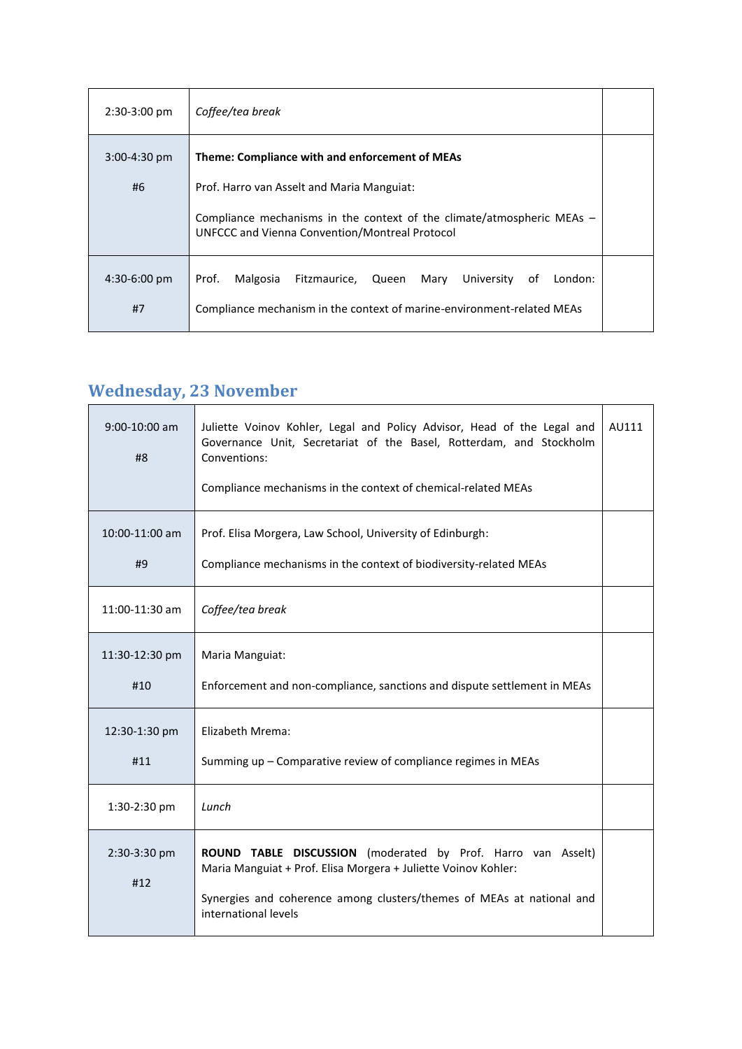| | | |
|---|---|---|
| 2:30-3:00 pm | *Coffee/tea break* | |
| 3:00-4:30 pm<br><br>#6 | **Theme: Compliance with and enforcement of MEAs**<br><br>Prof. Harro van Asselt and Maria Manguiat:<br><br>Compliance mechanisms in the context of the climate/atmospheric MEAs – UNFCCC and Vienna Convention/Montreal Protocol | |
| 4:30-6:00 pm<br><br>#7 | Prof. Malgosia Fitzmaurice, Queen Mary University of London:<br><br>Compliance mechanism in the context of marine-environment-related MEAs | |

## Wednesday, 23 November

| | | |
|---|---|---|
| 9:00-10:00 am<br><br>#8 | Juliette Voinov Kohler, Legal and Policy Advisor, Head of the Legal and Governance Unit, Secretariat of the Basel, Rotterdam, and Stockholm Conventions:<br><br>Compliance mechanisms in the context of chemical-related MEAs | AU111 |
| 10:00-11:00 am<br><br>#9 | Prof. Elisa Morgera, Law School, University of Edinburgh:<br><br>Compliance mechanisms in the context of biodiversity-related MEAs | |
| 11:00-11:30 am | *Coffee/tea break* | |
| 11:30-12:30 pm<br><br>#10 | Maria Manguiat:<br><br>Enforcement and non-compliance, sanctions and dispute settlement in MEAs | |
| 12:30-1:30 pm<br><br>#11 | Elizabeth Mrema:<br><br>Summing up – Comparative review of compliance regimes in MEAs | |
| 1:30-2:30 pm | *Lunch* | |
| 2:30-3:30 pm<br><br>#12 | **ROUND TABLE DISCUSSION** (moderated by Prof. Harro van Asselt) Maria Manguiat + Prof. Elisa Morgera + Juliette Voinov Kohler:<br><br>Synergies and coherence among clusters/themes of MEAs at national and international levels | |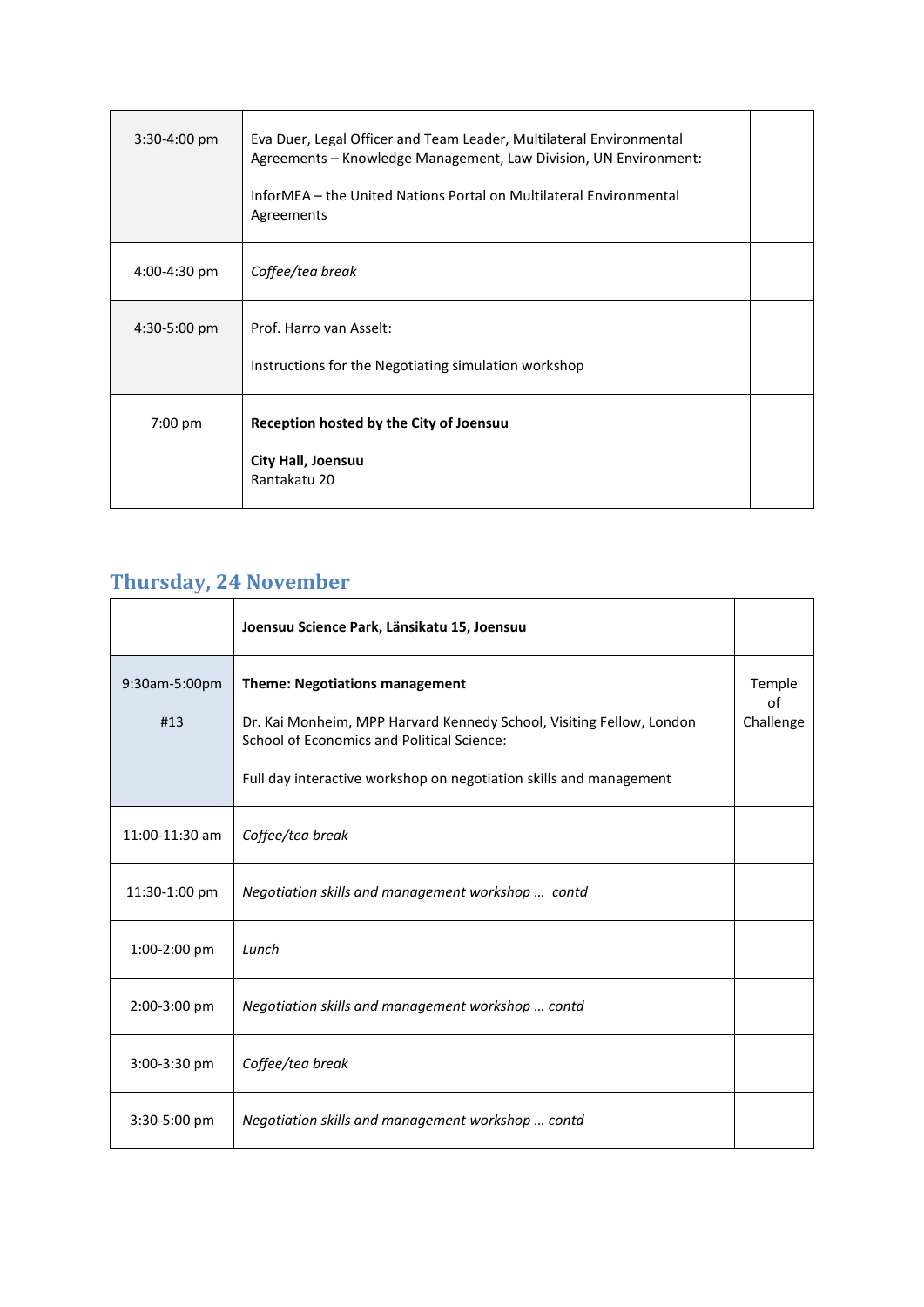| | | |
|---|---|---|
| 3:30-4:00 pm | Eva Duer, Legal Officer and Team Leader, Multilateral Environmental Agreements – Knowledge Management, Law Division, UN Environment:<br><br>InforMEA – the United Nations Portal on Multilateral Environmental Agreements | |
| 4:00-4:30 pm | *Coffee/tea break* | |
| 4:30-5:00 pm | Prof. Harro van Asselt:<br><br>Instructions for the Negotiating simulation workshop | |
| 7:00 pm | **Reception hosted by the City of Joensuu**<br><br>**City Hall, Joensuu**<br>Rantakatu 20 | |

## Thursday, 24 November

| | | |
|---|---|---|
| | **Joensuu Science Park, Länsikatu 15, Joensuu** | |
| 9:30am-5:00pm<br><br>#13 | **Theme: Negotiations management**<br><br>Dr. Kai Monheim, MPP Harvard Kennedy School, Visiting Fellow, London School of Economics and Political Science:<br><br>Full day interactive workshop on negotiation skills and management | Temple of Challenge |
| 11:00-11:30 am | *Coffee/tea break* | |
| 11:30-1:00 pm | *Negotiation skills and management workshop … contd* | |
| 1:00-2:00 pm | *Lunch* | |
| 2:00-3:00 pm | *Negotiation skills and management workshop … contd* | |
| 3:00-3:30 pm | *Coffee/tea break* | |
| 3:30-5:00 pm | *Negotiation skills and management workshop … contd* | |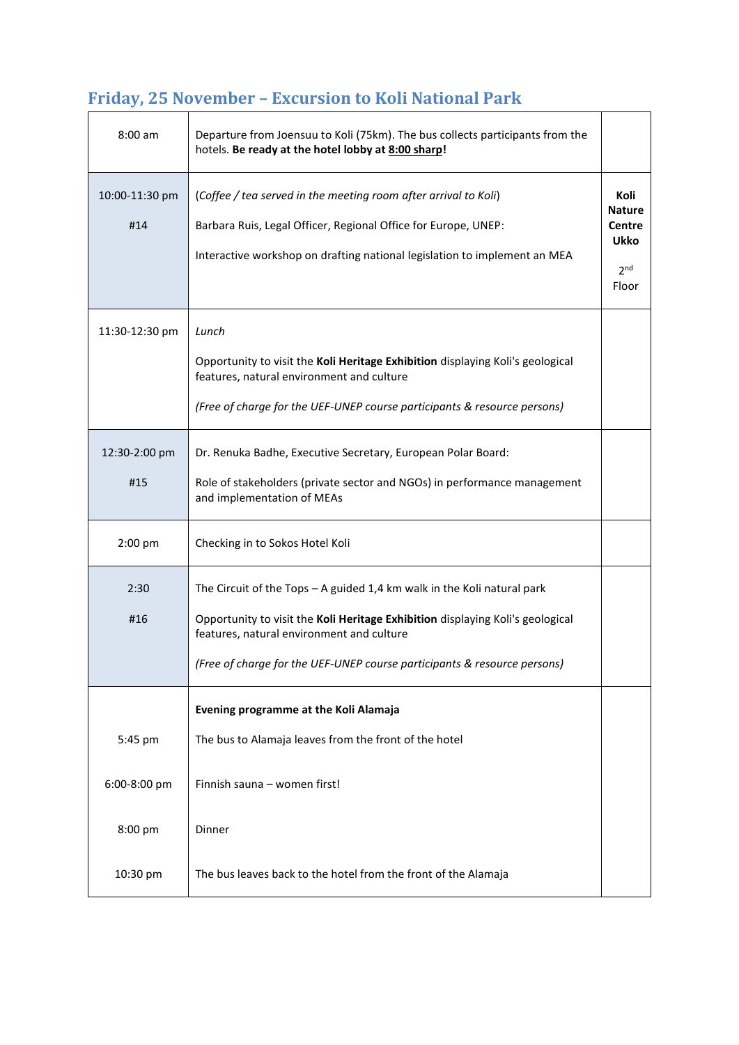## Friday, 25 November – Excursion to Koli National Park

| | | |
|---|---|---|
| 8:00 am | Departure from Joensuu to Koli (75km). The bus collects participants from the hotels. **Be ready at the hotel lobby at 8:00 sharp!** | |
| 10:00-11:30 pm<br><br>#14 | (*Coffee / tea served in the meeting room after arrival to Koli*)<br><br>Barbara Ruis, Legal Officer, Regional Office for Europe, UNEP:<br><br>Interactive workshop on drafting national legislation to implement an MEA | **Koli Nature Centre Ukko**<br><br>2nd Floor |
| 11:30-12:30 pm | *Lunch*<br><br>Opportunity to visit the **Koli Heritage Exhibition** displaying Koli's geological features, natural environment and culture<br><br>*(Free of charge for the UEF-UNEP course participants & resource persons)* | |
| 12:30-2:00 pm<br><br>#15 | Dr. Renuka Badhe, Executive Secretary, European Polar Board:<br><br>Role of stakeholders (private sector and NGOs) in performance management and implementation of MEAs | |
| 2:00 pm | Checking in to Sokos Hotel Koli | |
| 2:30<br><br>#16 | The Circuit of the Tops – A guided 1,4 km walk in the Koli natural park<br><br>Opportunity to visit the **Koli Heritage Exhibition** displaying Koli's geological features, natural environment and culture<br><br>*(Free of charge for the UEF-UNEP course participants & resource persons)* | |
| | **Evening programme at the Koli Alamaja** | |
| 5:45 pm | The bus to Alamaja leaves from the front of the hotel | |
| 6:00-8:00 pm | Finnish sauna – women first! | |
| 8:00 pm | Dinner | |
| 10:30 pm | The bus leaves back to the hotel from the front of the Alamaja | |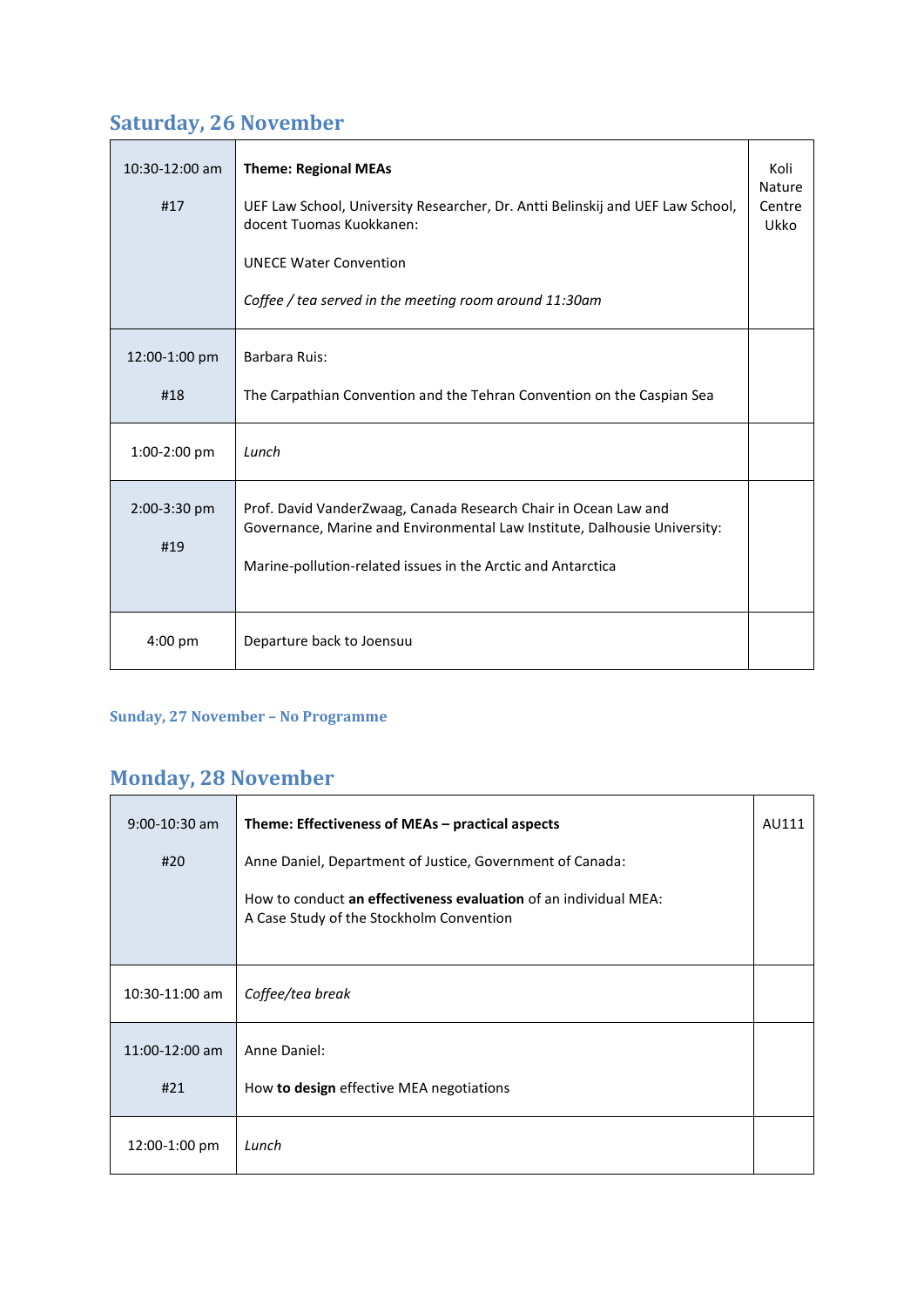## Saturday, 26 November

| | | |
|---|---|---|
| 10:30-12:00 am<br><br>#17 | **Theme: Regional MEAs**<br><br>UEF Law School, University Researcher, Dr. Antti Belinskij and UEF Law School, docent Tuomas Kuokkanen:<br><br>UNECE Water Convention<br><br>*Coffee / tea served in the meeting room around 11:30am* | Koli Nature Centre Ukko |
| 12:00-1:00 pm<br><br>#18 | Barbara Ruis:<br><br>The Carpathian Convention and the Tehran Convention on the Caspian Sea | |
| 1:00-2:00 pm | *Lunch* | |
| 2:00-3:30 pm<br><br>#19 | Prof. David VanderZwaag, Canada Research Chair in Ocean Law and Governance, Marine and Environmental Law Institute, Dalhousie University:<br><br>Marine-pollution-related issues in the Arctic and Antarctica | |
| 4:00 pm | Departure back to Joensuu | |

### Sunday, 27 November – No Programme

## Monday, 28 November

| | | |
|---|---|---|
| 9:00-10:30 am<br><br>#20 | **Theme: Effectiveness of MEAs – practical aspects**<br><br>Anne Daniel, Department of Justice, Government of Canada:<br><br>How to conduct **an effectiveness evaluation** of an individual MEA: A Case Study of the Stockholm Convention | AU111 |
| 10:30-11:00 am | *Coffee/tea break* | |
| 11:00-12:00 am<br><br>#21 | Anne Daniel:<br><br>How **to design** effective MEA negotiations | |
| 12:00-1:00 pm | *Lunch* | |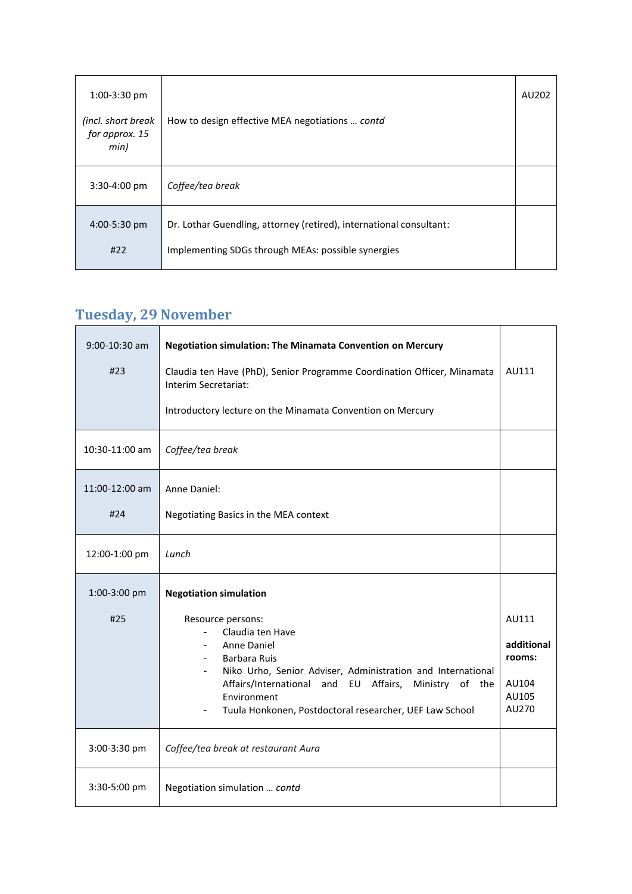| | | |
|---|---|---|
| 1:00-3:30 pm<br><br>*(incl. short break for approx. 15 min)* | How to design effective MEA negotiations … *contd* | AU202 |
| 3:30-4:00 pm | *Coffee/tea break* | |
| 4:00-5:30 pm<br><br>#22 | Dr. Lothar Guendling, attorney (retired), international consultant:<br><br>Implementing SDGs through MEAs: possible synergies | |

## Tuesday, 29 November

| | | |
|---|---|---|
| 9:00-10:30 am<br><br>#23 | **Negotiation simulation: The Minamata Convention on Mercury**<br><br>Claudia ten Have (PhD), Senior Programme Coordination Officer, Minamata Interim Secretariat:<br><br>Introductory lecture on the Minamata Convention on Mercury | AU111 |
| 10:30-11:00 am | *Coffee/tea break* | |
| 11:00-12:00 am<br><br>#24 | Anne Daniel:<br><br>Negotiating Basics in the MEA context | |
| 12:00-1:00 pm | *Lunch* | |
| 1:00-3:00 pm<br><br>#25 | **Negotiation simulation**<br><br>Resource persons:<br>- Claudia ten Have<br>- Anne Daniel<br>- Barbara Ruis<br>- Niko Urho, Senior Adviser, Administration and International Affairs/International and EU Affairs, Ministry of the Environment<br>- Tuula Honkonen, Postdoctoral researcher, UEF Law School | AU111<br><br>**additional rooms:**<br><br>AU104<br>AU105<br>AU270 |
| 3:00-3:30 pm | *Coffee/tea break at restaurant Aura* | |
| 3:30-5:00 pm | Negotiation simulation … *contd* | |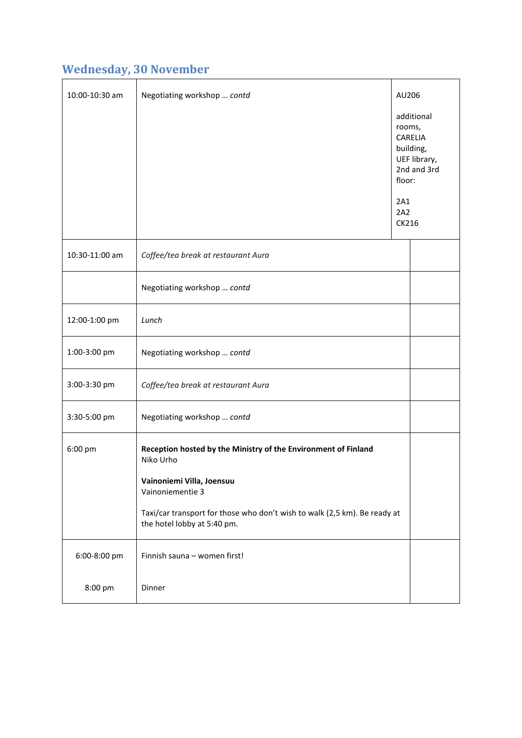## Wednesday, 30 November

| | | |
|---|---|---|
| 10:00-10:30 am | Negotiating workshop … *contd* | AU206<br><br>additional rooms, CARELIA building, UEF library, 2nd and 3rd floor:<br><br>2A1<br>2A2<br>CK216 |
| 10:30-11:00 am | *Coffee/tea break at restaurant Aura* | |
| | Negotiating workshop … *contd* | |
| 12:00-1:00 pm | *Lunch* | |
| 1:00-3:00 pm | Negotiating workshop … *contd* | |
| 3:00-3:30 pm | *Coffee/tea break at restaurant Aura* | |
| 3:30-5:00 pm | Negotiating workshop … *contd* | |
| 6:00 pm | **Reception hosted by the Ministry of the Environment of Finland**<br>Niko Urho<br><br>**Vainoniemi Villa, Joensuu**<br>Vainoniementie 3<br><br>Taxi/car transport for those who don't wish to walk (2,5 km). Be ready at the hotel lobby at 5:40 pm. | |
| 6:00-8:00 pm<br><br>8:00 pm | Finnish sauna – women first!<br><br>Dinner | |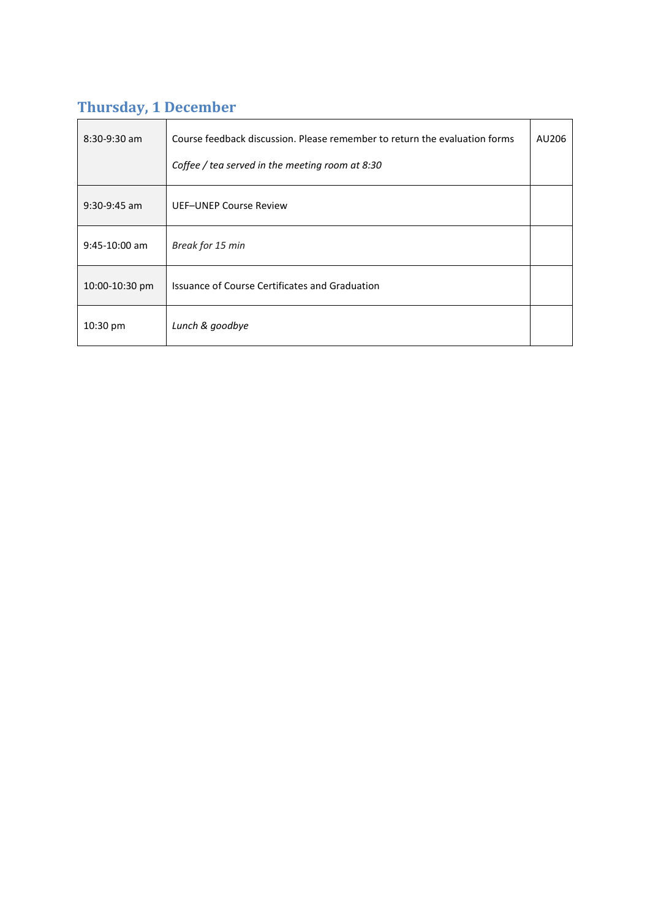## Thursday, 1 December

| | | |
|---|---|---|
| 8:30-9:30 am | Course feedback discussion. Please remember to return the evaluation forms<br><br>*Coffee / tea served in the meeting room at 8:30* | AU206 |
| 9:30-9:45 am | UEF–UNEP Course Review | |
| 9:45-10:00 am | *Break for 15 min* | |
| 10:00-10:30 pm | Issuance of Course Certificates and Graduation | |
| 10:30 pm | *Lunch & goodbye* | |